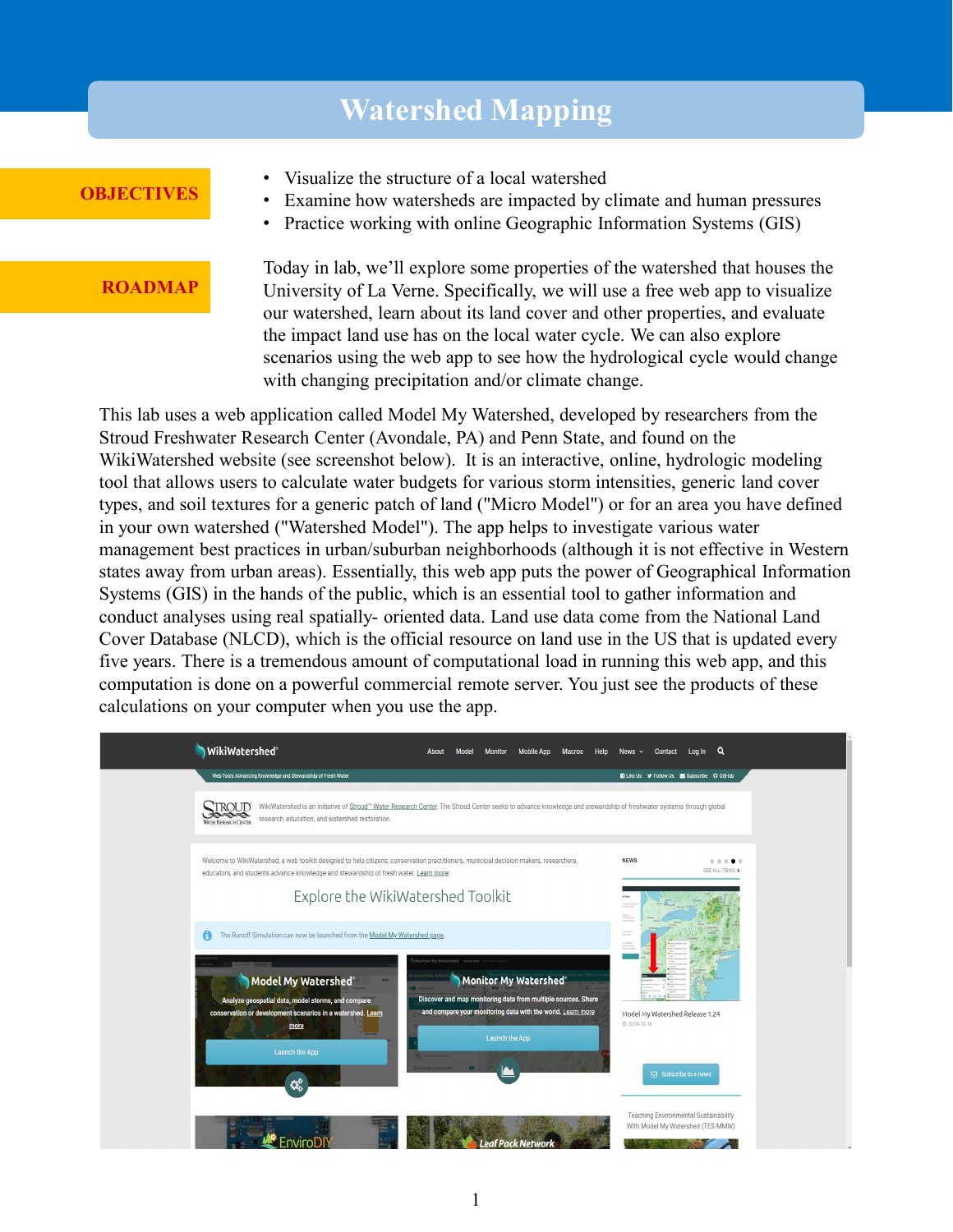# Watershed Mapping

**OBJECTIVES**

- Visualize the structure of a local watershed
- Examine how watersheds are impacted by climate and human pressures
- Practice working with online Geographic Information Systems (GIS)

**ROADMAP**

Today in lab, we'll explore some properties of the watershed that houses the University of La Verne. Specifically, we will use a free web app to visualize our watershed, learn about its land cover and other properties, and evaluate the impact land use has on the local water cycle. We can also explore scenarios using the web app to see how the hydrological cycle would change with changing precipitation and/or climate change.

This lab uses a web application called Model My Watershed, developed by researchers from the Stroud Freshwater Research Center (Avondale, PA) and Penn State, and found on the WikiWatershed website (see screenshot below). It is an interactive, online, hydrologic modeling tool that allows users to calculate water budgets for various storm intensities, generic land cover types, and soil textures for a generic patch of land ("Micro Model") or for an area you have defined in your own watershed ("Watershed Model"). The app helps to investigate various water management best practices in urban/suburban neighborhoods (although it is not effective in Western states away from urban areas). Essentially, this web app puts the power of Geographical Information Systems (GIS) in the hands of the public, which is an essential tool to gather information and conduct analyses using real spatially- oriented data. Land use data come from the National Land Cover Database (NLCD), which is the official resource on land use in the US that is updated every five years. There is a tremendous amount of computational load in running this web app, and this computation is done on a powerful commercial remote server. You just see the products of these calculations on your computer when you use the app.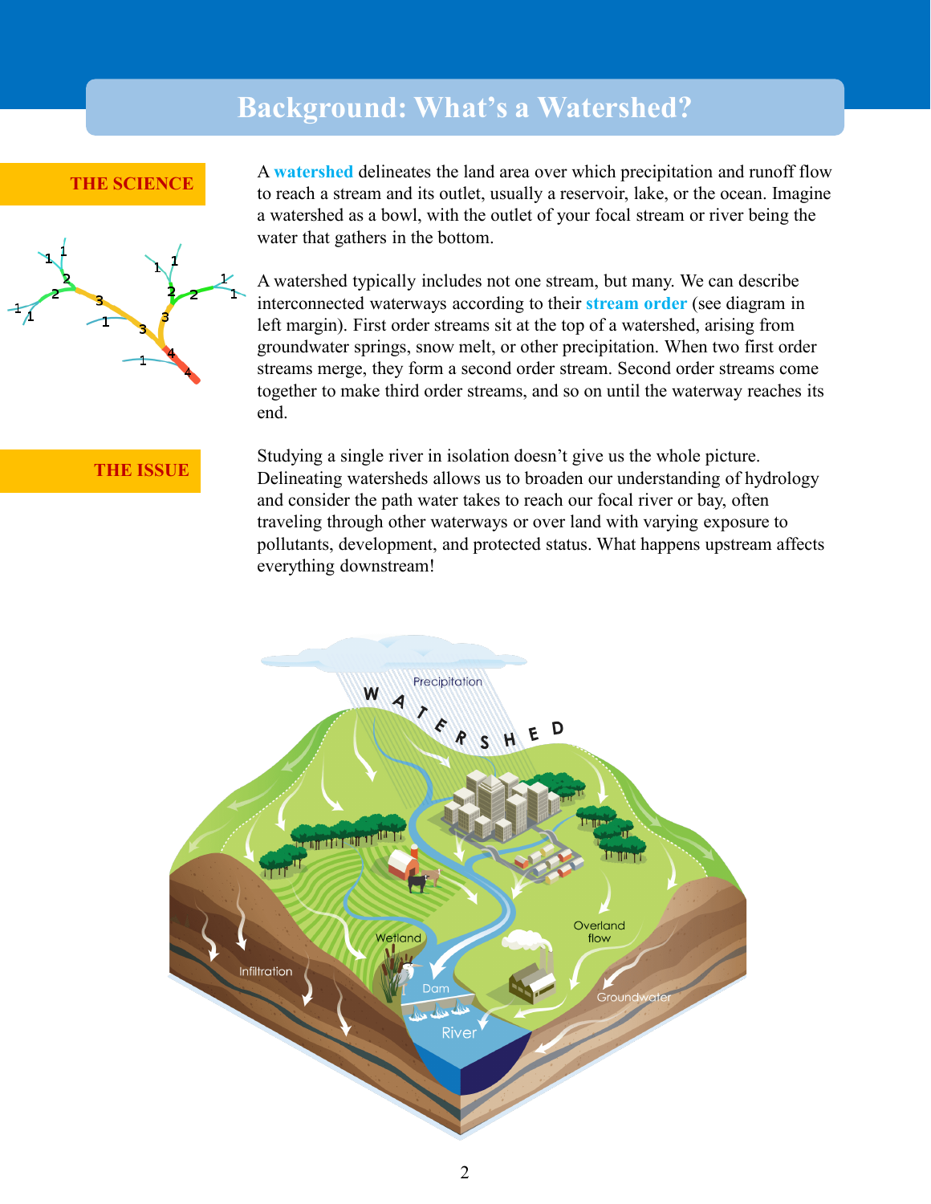# Background: What's a Watershed?

## THE SCIENCE

A **watershed** delineates the land area over which precipitation and runoff flow to reach a stream and its outlet, usually a reservoir, lake, or the ocean. Imagine a watershed as a bowl, with the outlet of your focal stream or river being the water that gathers in the bottom.

A watershed typically includes not one stream, but many. We can describe interconnected waterways according to their **stream order** (see diagram in left margin). First order streams sit at the top of a watershed, arising from groundwater springs, snow melt, or other precipitation. When two first order streams merge, they form a second order stream. Second order streams come together to make third order streams, and so on until the waterway reaches its end.

## THE ISSUE

Studying a single river in isolation doesn't give us the whole picture. Delineating watersheds allows us to broaden our understanding of hydrology and consider the path water takes to reach our focal river or bay, often traveling through other waterways or over land with varying exposure to pollutants, development, and protected status. What happens upstream affects everything downstream!

Precipitation
WATERSHED
Wetland
Infiltration
Dam
River
Overland flow
Groundwater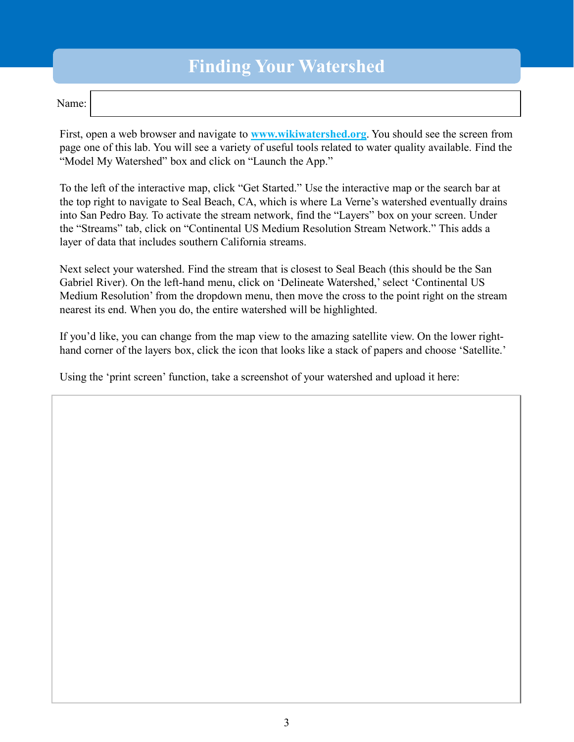# Finding Your Watershed

Name:

First, open a web browser and navigate to **www.wikiwatershed.org**. You should see the screen from page one of this lab. You will see a variety of useful tools related to water quality available. Find the "Model My Watershed" box and click on "Launch the App."

To the left of the interactive map, click "Get Started." Use the interactive map or the search bar at the top right to navigate to Seal Beach, CA, which is where La Verne's watershed eventually drains into San Pedro Bay. To activate the stream network, find the "Layers" box on your screen. Under the "Streams" tab, click on "Continental US Medium Resolution Stream Network." This adds a layer of data that includes southern California streams.

Next select your watershed. Find the stream that is closest to Seal Beach (this should be the San Gabriel River). On the left-hand menu, click on 'Delineate Watershed,' select 'Continental US Medium Resolution' from the dropdown menu, then move the cross to the point right on the stream nearest its end. When you do, the entire watershed will be highlighted.

If you'd like, you can change from the map view to the amazing satellite view. On the lower right-hand corner of the layers box, click the icon that looks like a stack of papers and choose 'Satellite.'

Using the 'print screen' function, take a screenshot of your watershed and upload it here: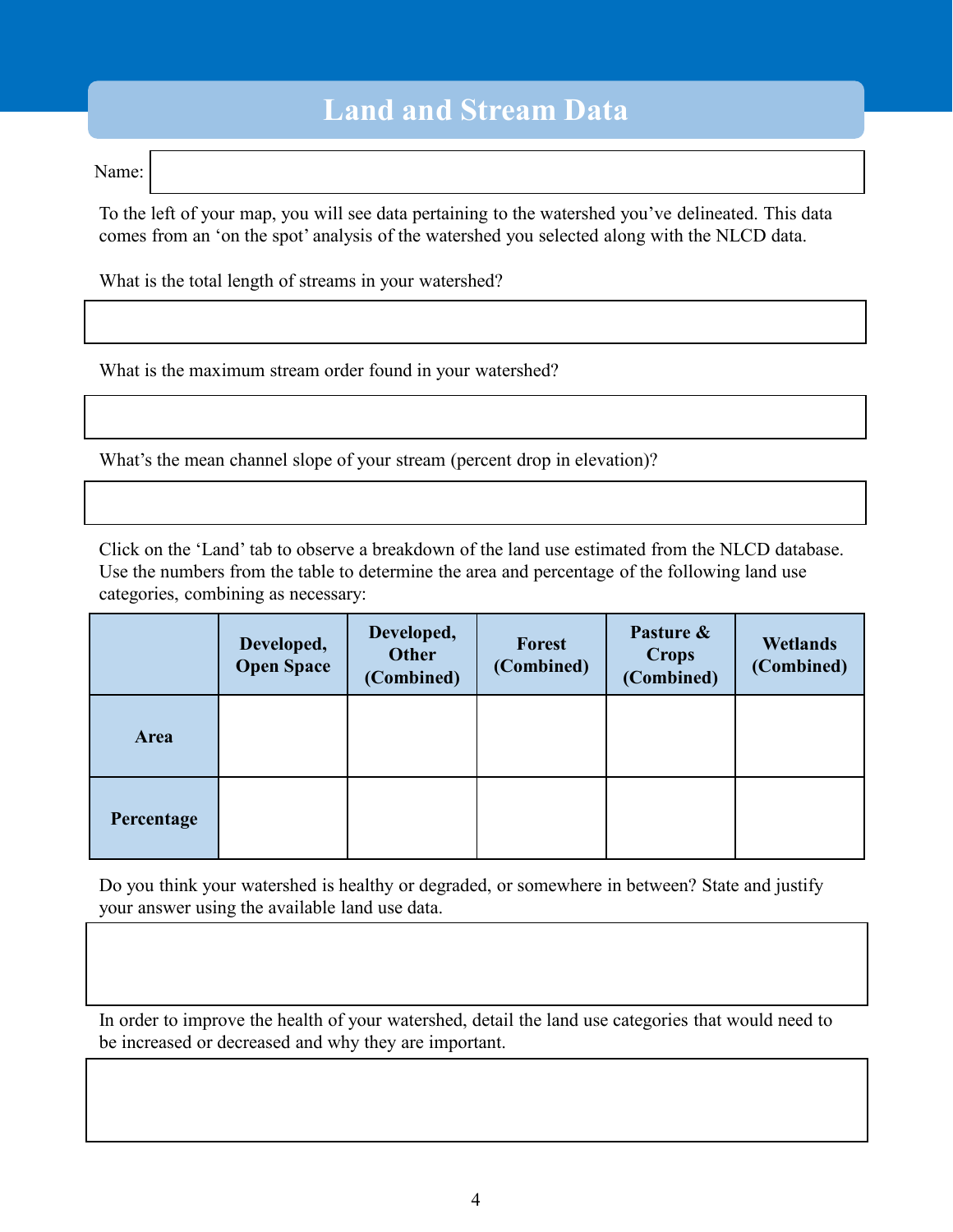# Land and Stream Data

Name:

To the left of your map, you will see data pertaining to the watershed you've delineated. This data comes from an 'on the spot' analysis of the watershed you selected along with the NLCD data.

What is the total length of streams in your watershed?

What is the maximum stream order found in your watershed?

What's the mean channel slope of your stream (percent drop in elevation)?

Click on the 'Land' tab to observe a breakdown of the land use estimated from the NLCD database. Use the numbers from the table to determine the area and percentage of the following land use categories, combining as necessary:

| | **Developed, Open Space** | **Developed, Other (Combined)** | **Forest (Combined)** | **Pasture & Crops (Combined)** | **Wetlands (Combined)** |
|---|---|---|---|---|---|
| **Area** | | | | | |
| **Percentage** | | | | | |

Do you think your watershed is healthy or degraded, or somewhere in between? State and justify your answer using the available land use data.

In order to improve the health of your watershed, detail the land use categories that would need to be increased or decreased and why they are important.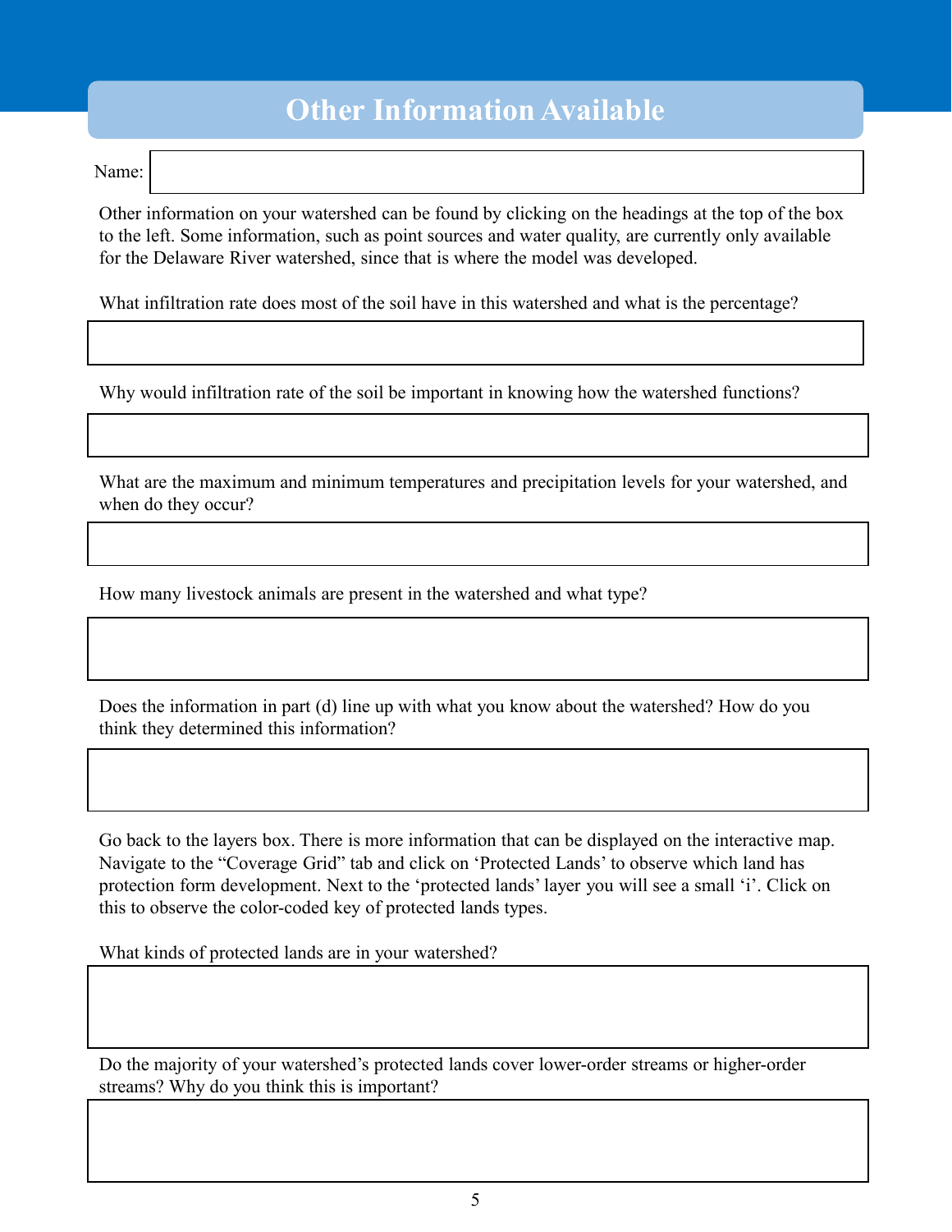# Other Information Available

Name:

Other information on your watershed can be found by clicking on the headings at the top of the box to the left. Some information, such as point sources and water quality, are currently only available for the Delaware River watershed, since that is where the model was developed.

What infiltration rate does most of the soil have in this watershed and what is the percentage?

Why would infiltration rate of the soil be important in knowing how the watershed functions?

What are the maximum and minimum temperatures and precipitation levels for your watershed, and when do they occur?

How many livestock animals are present in the watershed and what type?

Does the information in part (d) line up with what you know about the watershed? How do you think they determined this information?

Go back to the layers box. There is more information that can be displayed on the interactive map. Navigate to the "Coverage Grid" tab and click on 'Protected Lands' to observe which land has protection form development. Next to the 'protected lands' layer you will see a small 'i'. Click on this to observe the color-coded key of protected lands types.

What kinds of protected lands are in your watershed?

Do the majority of your watershed's protected lands cover lower-order streams or higher-order streams? Why do you think this is important?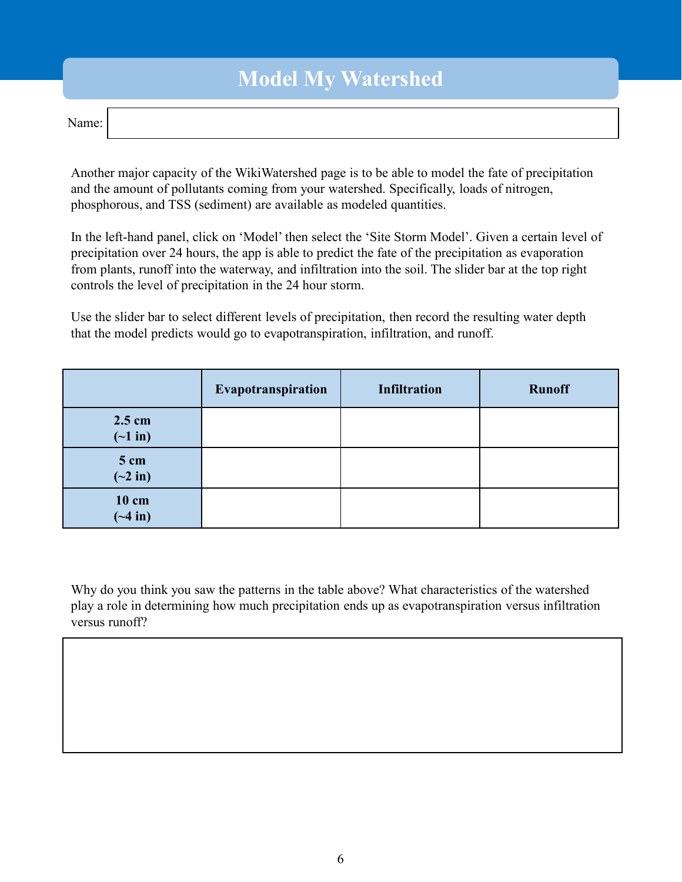# Model My Watershed

Name:

Another major capacity of the WikiWatershed page is to be able to model the fate of precipitation and the amount of pollutants coming from your watershed. Specifically, loads of nitrogen, phosphorous, and TSS (sediment) are available as modeled quantities.

In the left-hand panel, click on 'Model' then select the 'Site Storm Model'. Given a certain level of precipitation over 24 hours, the app is able to predict the fate of the precipitation as evaporation from plants, runoff into the waterway, and infiltration into the soil. The slider bar at the top right controls the level of precipitation in the 24 hour storm.

Use the slider bar to select different levels of precipitation, then record the resulting water depth that the model predicts would go to evapotranspiration, infiltration, and runoff.

| | Evapotranspiration | Infiltration | Runoff |
|---|---|---|---|
| **2.5 cm (~1 in)** | | | |
| **5 cm (~2 in)** | | | |
| **10 cm (~4 in)** | | | |

Why do you think you saw the patterns in the table above? What characteristics of the watershed play a role in determining how much precipitation ends up as evapotranspiration versus infiltration versus runoff?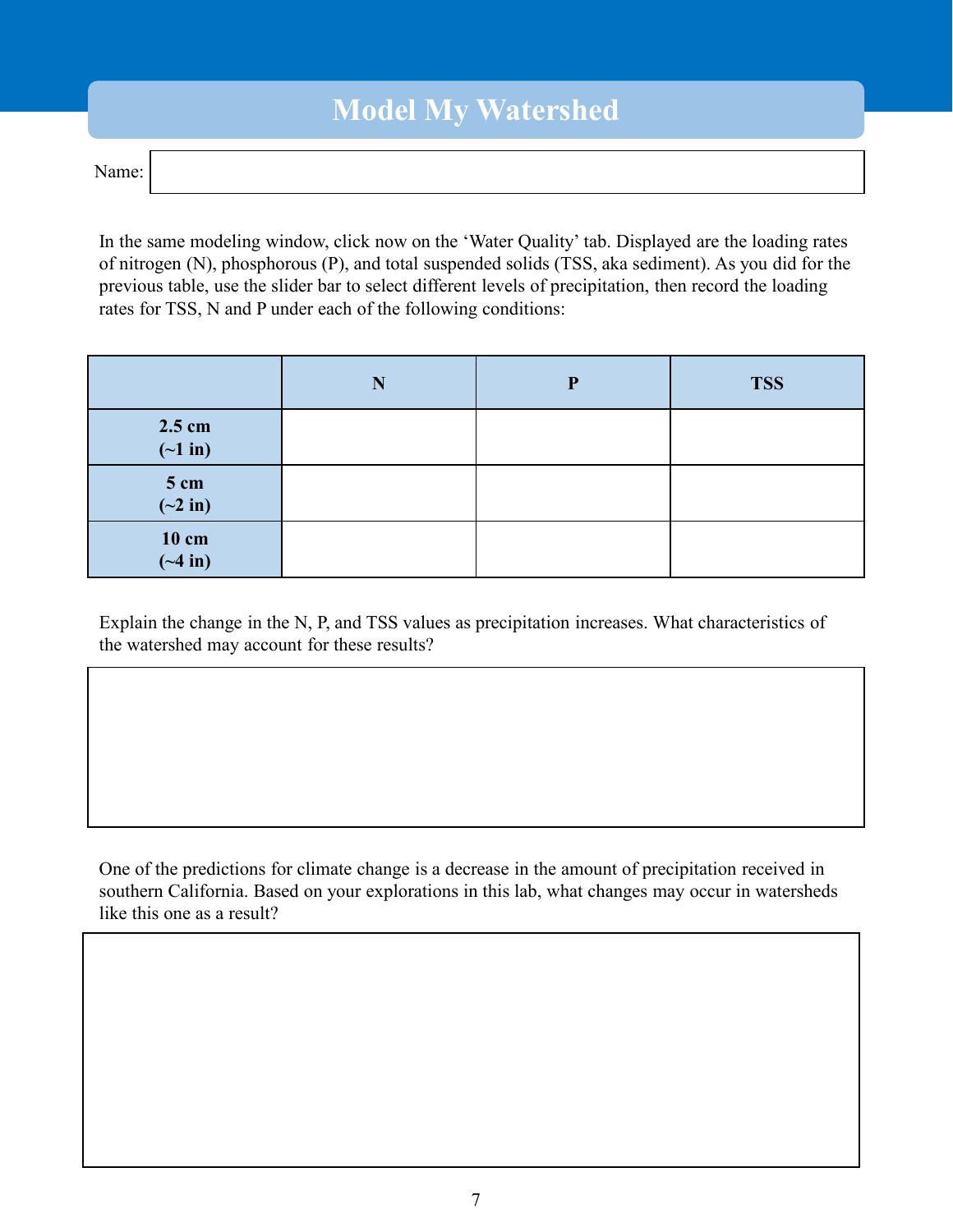# Model My Watershed

Name:

In the same modeling window, click now on the ‘Water Quality’ tab. Displayed are the loading rates of nitrogen (N), phosphorous (P), and total suspended solids (TSS, aka sediment). As you did for the previous table, use the slider bar to select different levels of precipitation, then record the loading rates for TSS, N and P under each of the following conditions:

| | N | P | TSS |
|---|---|---|---|
| **2.5 cm (~1 in)** | | | |
| **5 cm (~2 in)** | | | |
| **10 cm (~4 in)** | | | |

Explain the change in the N, P, and TSS values as precipitation increases. What characteristics of the watershed may account for these results?

One of the predictions for climate change is a decrease in the amount of precipitation received in southern California. Based on your explorations in this lab, what changes may occur in watersheds like this one as a result?